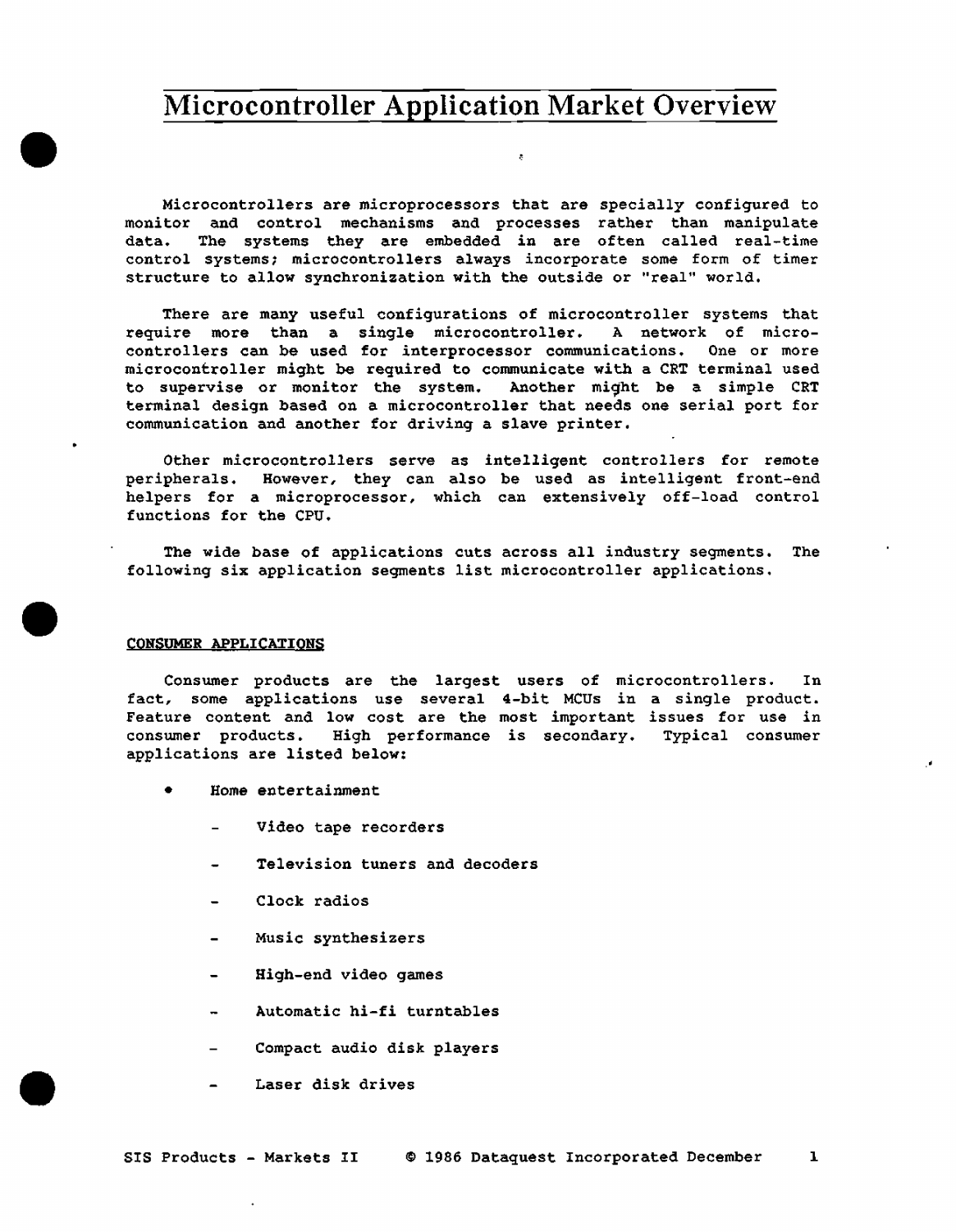# Microcontroller Application Market Overview

Microcontrollers are microprocessors that are specially configured to monitor and control mechanisms and processes rather than manipulate data. The systems they are embedded in are often called real-time control systems; microcontrollers always incorporate some form of timer structure to allow synchronization with the outside or "real" world.

There are many useful configurations of microcontroller systems that require more than a single microcontroller. A network of microcontrollers can be used for interprocessor communications. One or more microcontroller might be required to communicate with a CRT terminal used to supervise or monitor the system. Another might be a simple CRT terminal design based on a microcontroller that needs one serial port for communication and another for driving a slave printer.

Other microcontrollers serve as intelligent controllers for remote peripherals. However, they can also be used as intelligent front-end helpers for a microprocessor, which can extensively off-load control functions for the CPU.

The wide base of applications cuts across all industry segments. The following six application segments list microcontroller applications.

## CONSUMER APPLICATIONS

Consumer products are the largest users of microcontrollers. In fact, some applications use several 4-bit MCUs in a single product. Feature content and low cost are the most important issues for use in consumer products. High performance is secondary. Typical consumer applications are listed below:

- Home entertainment
  - Video tape recorders
  - Television tuners and decoders
  - Clock radios
  - Music synthesizers
  - High-end video games
  - Automatic hi-fi turntables
  - Compact audio disk players
  - Laser disk drives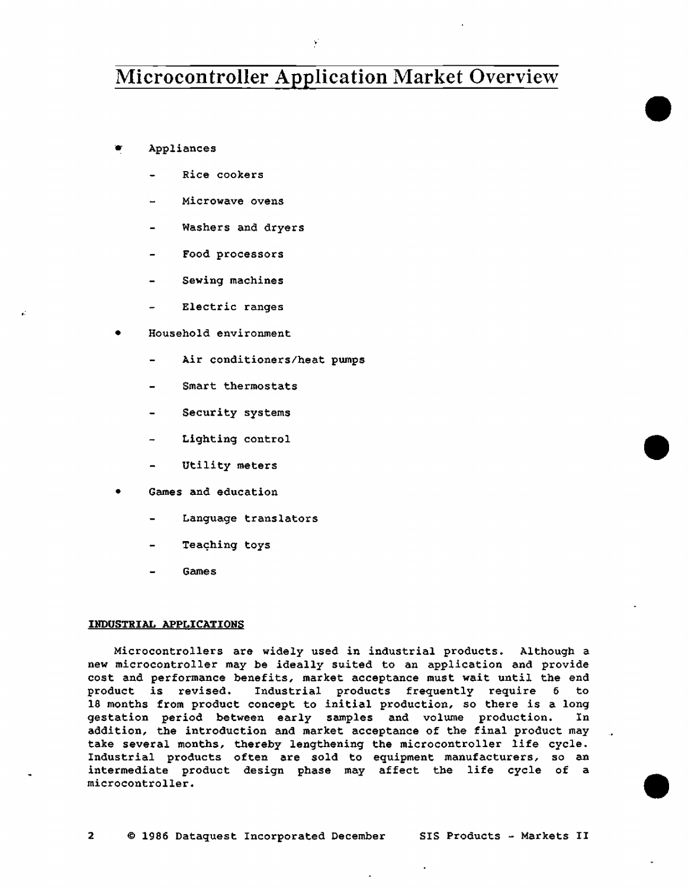# Microcontroller Application Market Overview

- Appliances
  - Rice cookers
  - Microwave ovens
  - Washers and dryers
  - Food processors
  - Sewing machines
  - Electric ranges
- Household environment
  - Air conditioners/heat pumps
  - Smart thermostats
  - Security systems
  - Lighting control
  - Utility meters
- Games and education
  - Language translators
  - Teaching toys
  - Games

**INDUSTRIAL APPLICATIONS**

Microcontrollers are widely used in industrial products. Although a new microcontroller may be ideally suited to an application and provide cost and performance benefits, market acceptance must wait until the end product is revised. Industrial products frequently require 6 to 18 months from product concept to initial production, so there is a long gestation period between early samples and volume production. In addition, the introduction and market acceptance of the final product may take several months, thereby lengthening the microcontroller life cycle. Industrial products often are sold to equipment manufacturers, so an intermediate product design phase may affect the life cycle of a microcontroller.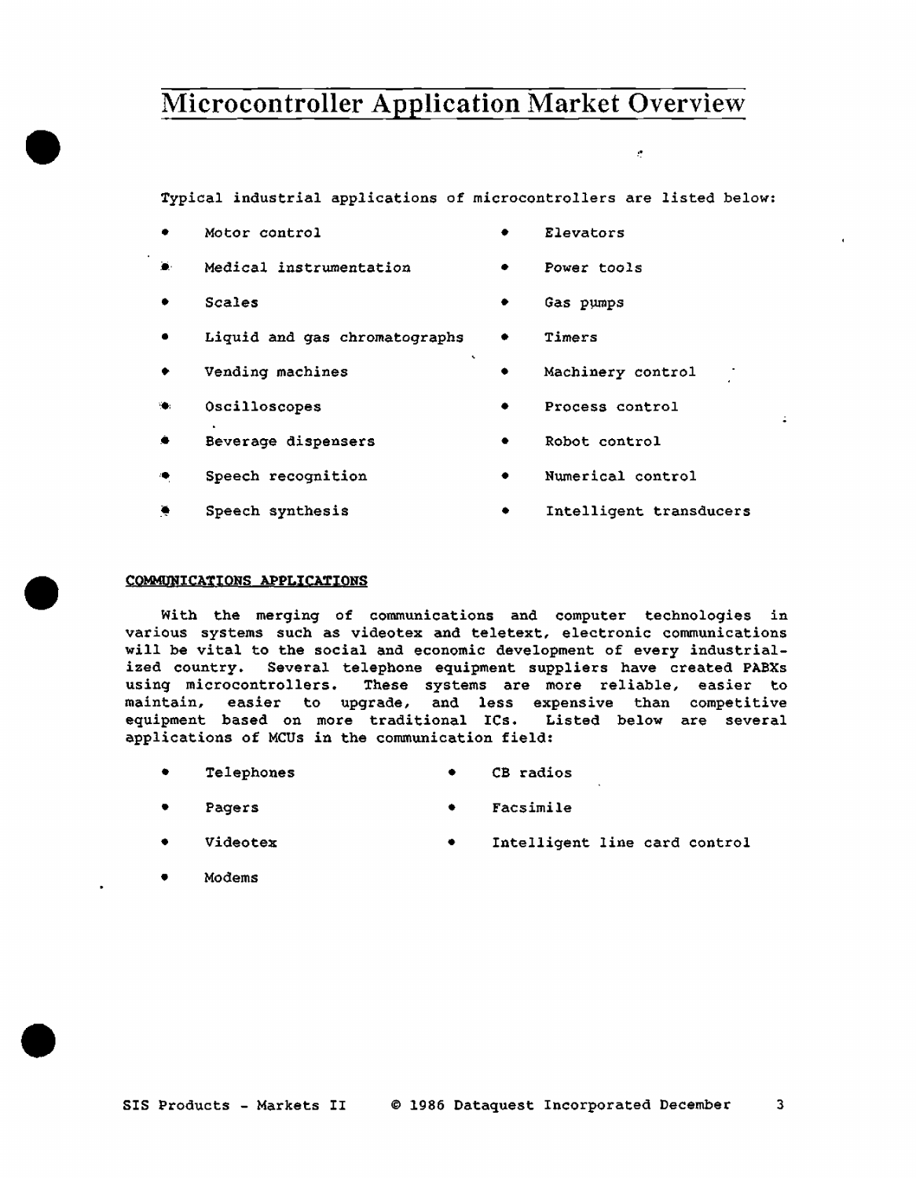# Microcontroller Application Market Overview

Typical industrial applications of microcontrollers are listed below:

- Motor control
- Medical instrumentation
- Scales
- Liquid and gas chromatographs
- Vending machines
- Oscilloscopes
- Beverage dispensers
- Speech recognition
- Speech synthesis
- Elevators
- Power tools
- Gas pumps
- Timers
- Machinery control
- Process control
- Robot control
- Numerical control
- Intelligent transducers

## COMMUNICATIONS APPLICATIONS

With the merging of communications and computer technologies in various systems such as videotex and teletext, electronic communications will be vital to the social and economic development of every industrialized country. Several telephone equipment suppliers have created PABXs using microcontrollers. These systems are more reliable, easier to maintain, easier to upgrade, and less expensive than competitive equipment based on more traditional ICs. Listed below are several applications of MCUs in the communication field:

- Telephones
- Pagers
- Videotex
- Modems
- CB radios
- Facsimile
- Intelligent line card control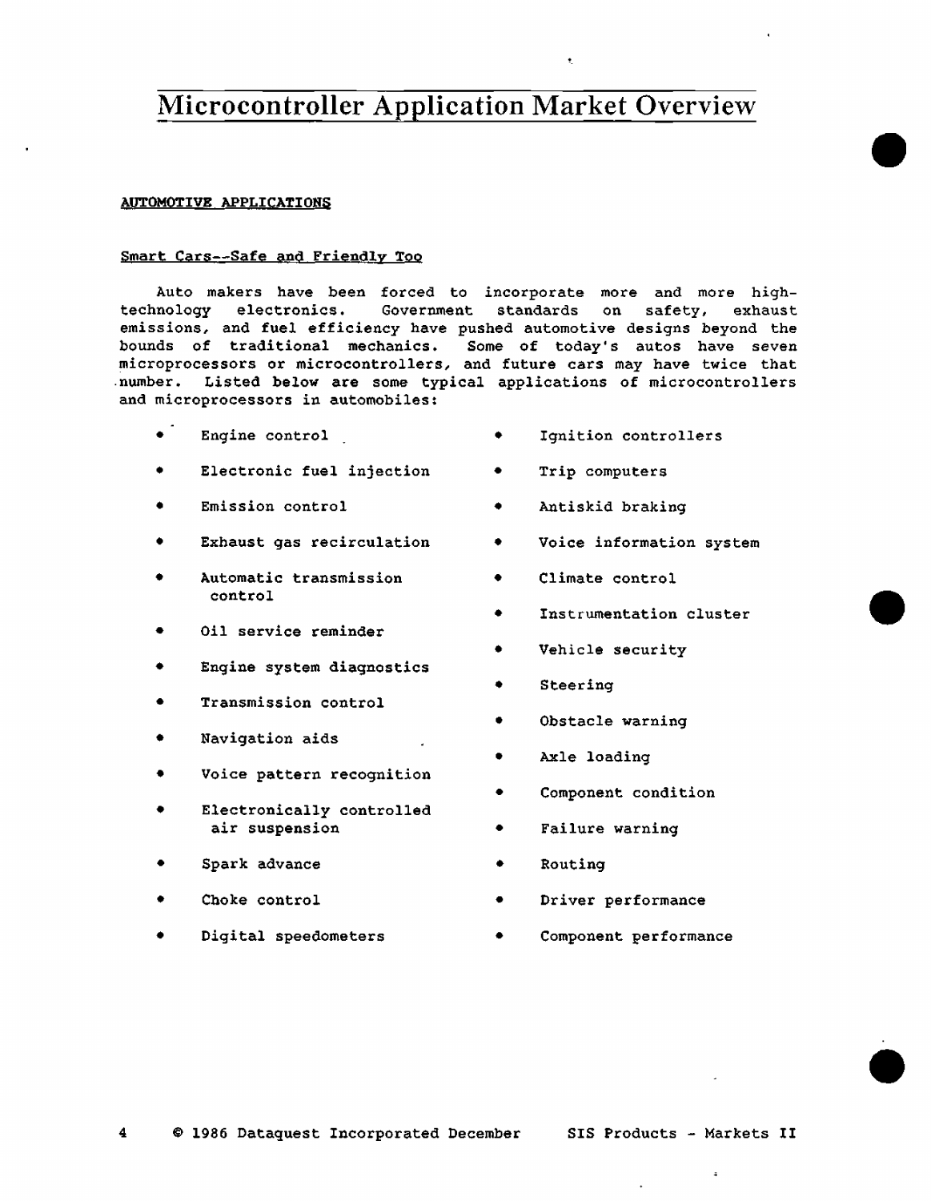# Microcontroller Application Market Overview

## AUTOMOTIVE APPLICATIONS

### Smart Cars--Safe and Friendly Too

Auto makers have been forced to incorporate more and more high-technology electronics. Government standards on safety, exhaust emissions, and fuel efficiency have pushed automotive designs beyond the bounds of traditional mechanics. Some of today's autos have seven microprocessors or microcontrollers, and future cars may have twice that number. Listed below are some typical applications of microcontrollers and microprocessors in automobiles:

- Engine control
- Electronic fuel injection
- Emission control
- Exhaust gas recirculation
- Automatic transmission control
- Oil service reminder
- Engine system diagnostics
- Transmission control
- Navigation aids
- Voice pattern recognition
- Electronically controlled air suspension
- Spark advance
- Choke control
- Digital speedometers
- Ignition controllers
- Trip computers
- Antiskid braking
- Voice information system
- Climate control
- Instrumentation cluster
- Vehicle security
- Steering
- Obstacle warning
- Axle loading
- Component condition
- Failure warning
- Routing
- Driver performance
- Component performance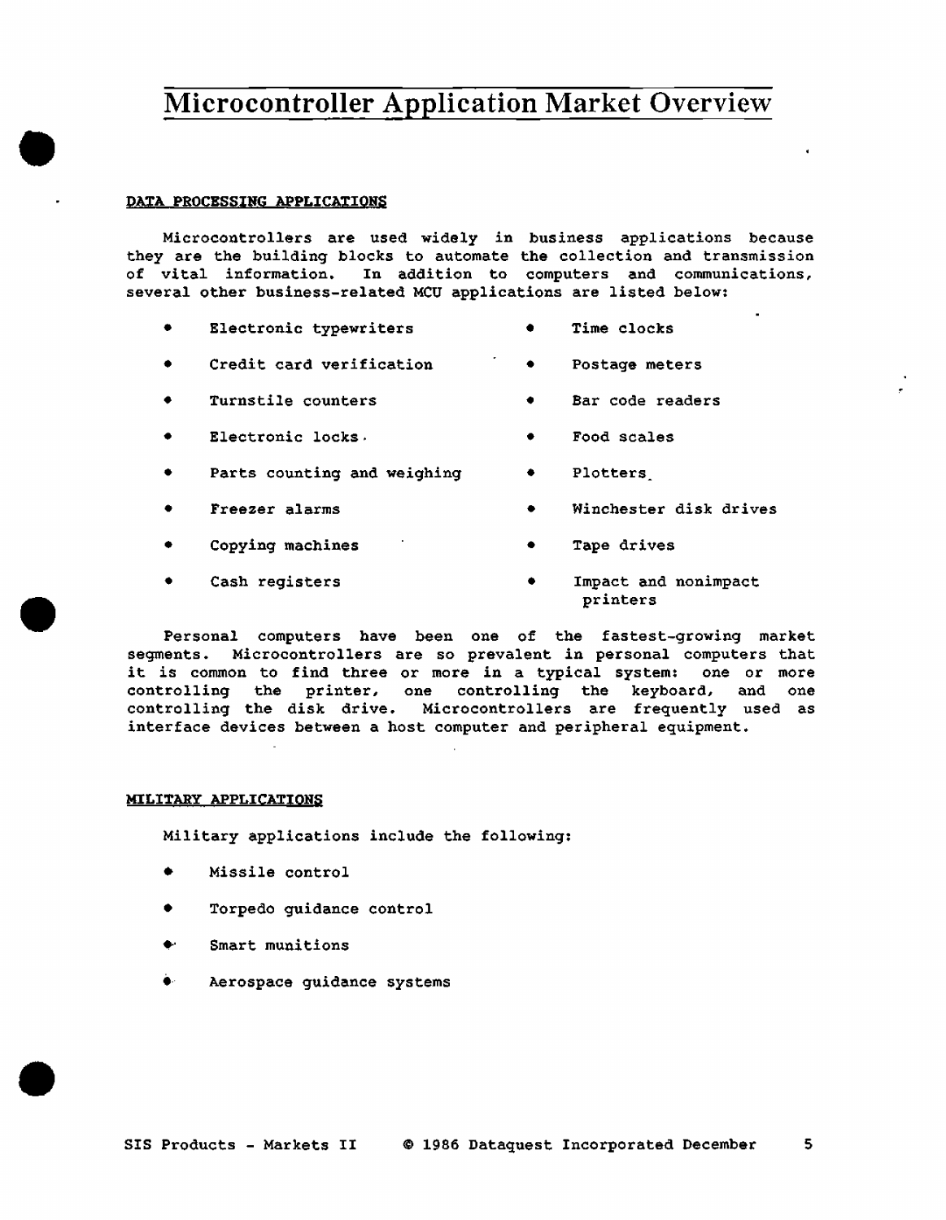# Microcontroller Application Market Overview

## DATA PROCESSING APPLICATIONS

Microcontrollers are used widely in business applications because they are the building blocks to automate the collection and transmission of vital information. In addition to computers and communications, several other business-related MCU applications are listed below:

- Electronic typewriters
- Credit card verification
- Turnstile counters
- Electronic locks
- Parts counting and weighing
- Freezer alarms
- Copying machines
- Cash registers
- Time clocks
- Postage meters
- Bar code readers
- Food scales
- Plotters
- Winchester disk drives
- Tape drives
- Impact and nonimpact printers

Personal computers have been one of the fastest-growing market segments. Microcontrollers are so prevalent in personal computers that it is common to find three or more in a typical system: one or more controlling the printer, one controlling the keyboard, and one controlling the disk drive. Microcontrollers are frequently used as interface devices between a host computer and peripheral equipment.

## MILITARY APPLICATIONS

Military applications include the following:

- Missile control
- Torpedo guidance control
- Smart munitions
- Aerospace guidance systems